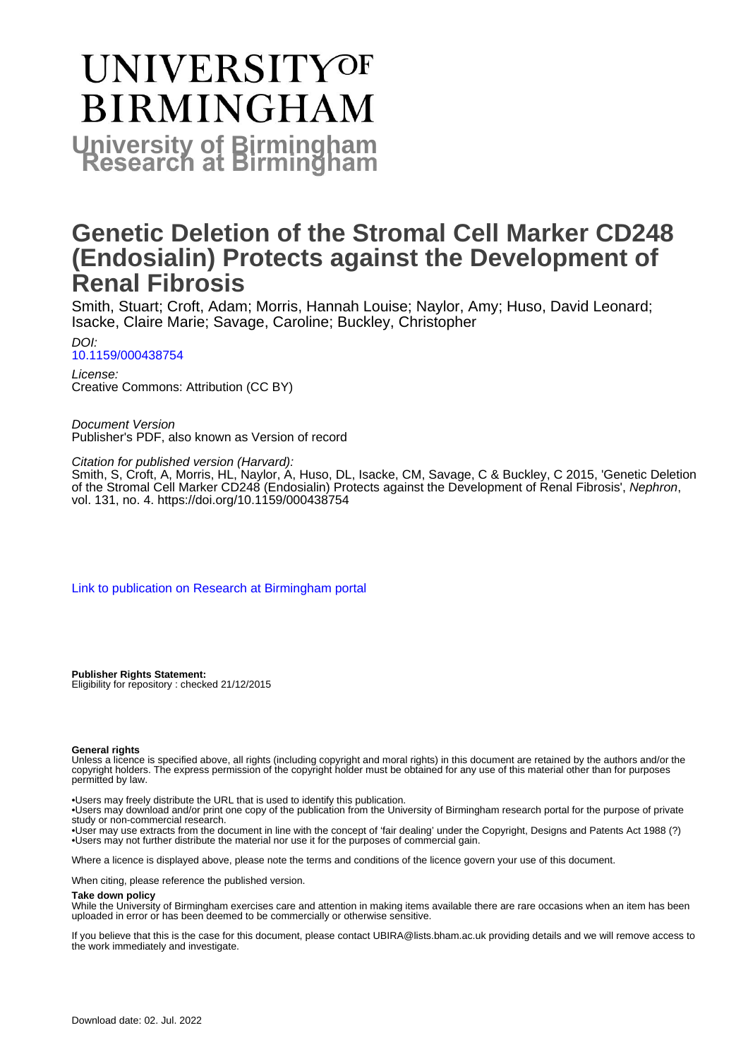# UNIVERSITY OF BIRMINGHAM

**University of Birmingham Research at Birmingham**

# Genetic Deletion of the Stromal Cell Marker CD248 (Endosialin) Protects against the Development of Renal Fibrosis

Smith, Stuart; Croft, Adam; Morris, Hannah Louise; Naylor, Amy; Huso, David Leonard; Isacke, Claire Marie; Savage, Caroline; Buckley, Christopher

*DOI:*
10.1159/000438754

*License:*
Creative Commons: Attribution (CC BY)

*Document Version*
Publisher's PDF, also known as Version of record

*Citation for published version (Harvard):*
Smith, S, Croft, A, Morris, HL, Naylor, A, Huso, DL, Isacke, CM, Savage, C & Buckley, C 2015, 'Genetic Deletion of the Stromal Cell Marker CD248 (Endosialin) Protects against the Development of Renal Fibrosis', *Nephron*, vol. 131, no. 4. https://doi.org/10.1159/000438754

Link to publication on Research at Birmingham portal

**Publisher Rights Statement:**
Eligibility for repository : checked 21/12/2015

**General rights**
Unless a licence is specified above, all rights (including copyright and moral rights) in this document are retained by the authors and/or the copyright holders. The express permission of the copyright holder must be obtained for any use of this material other than for purposes permitted by law.

•Users may freely distribute the URL that is used to identify this publication.
•Users may download and/or print one copy of the publication from the University of Birmingham research portal for the purpose of private study or non-commercial research.
•User may use extracts from the document in line with the concept of 'fair dealing' under the Copyright, Designs and Patents Act 1988 (?)
•Users may not further distribute the material nor use it for the purposes of commercial gain.

Where a licence is displayed above, please note the terms and conditions of the licence govern your use of this document.

When citing, please reference the published version.

**Take down policy**
While the University of Birmingham exercises care and attention in making items available there are rare occasions when an item has been uploaded in error or has been deemed to be commercially or otherwise sensitive.

If you believe that this is the case for this document, please contact UBIRA@lists.bham.ac.uk providing details and we will remove access to the work immediately and investigate.

Download date: 02. Jul. 2022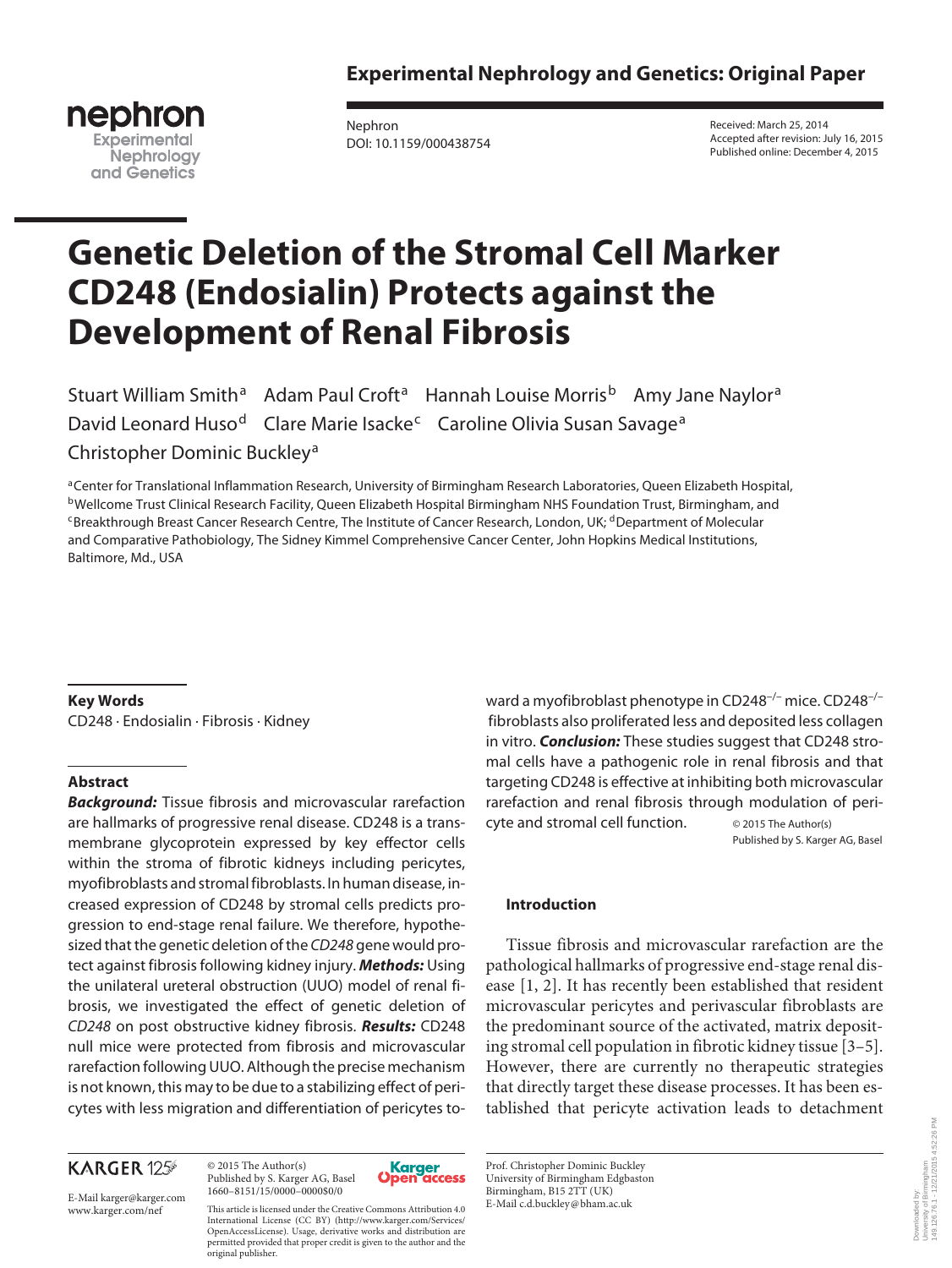# Genetic Deletion of the Stromal Cell Marker CD248 (Endosialin) Protects against the Development of Renal Fibrosis

Stuart William Smith[a] Adam Paul Croft[a] Hannah Louise Morris[b] Amy Jane Naylor[a] David Leonard Huso[d] Clare Marie Isacke[c] Caroline Olivia Susan Savage[a] Christopher Dominic Buckley[a]

[a]Center for Translational Inflammation Research, University of Birmingham Research Laboratories, Queen Elizabeth Hospital, [b]Wellcome Trust Clinical Research Facility, Queen Elizabeth Hospital Birmingham NHS Foundation Trust, Birmingham, and [c]Breakthrough Breast Cancer Research Centre, The Institute of Cancer Research, London, UK; [d]Department of Molecular and Comparative Pathobiology, The Sidney Kimmel Comprehensive Cancer Center, John Hopkins Medical Institutions, Baltimore, Md., USA

Received: March 25, 2014
Accepted after revision: July 16, 2015
Published online: December 4, 2015

Nephron
DOI: 10.1159/000438754

## Key Words

CD248 · Endosialin · Fibrosis · Kidney

## Abstract

***Background:*** Tissue fibrosis and microvascular rarefaction are hallmarks of progressive renal disease. CD248 is a transmembrane glycoprotein expressed by key effector cells within the stroma of fibrotic kidneys including pericytes, myofibroblasts and stromal fibroblasts. In human disease, increased expression of CD248 by stromal cells predicts progression to end-stage renal failure. We therefore, hypothesized that the genetic deletion of the *CD248* gene would protect against fibrosis following kidney injury. ***Methods:*** Using the unilateral ureteral obstruction (UUO) model of renal fibrosis, we investigated the effect of genetic deletion of *CD248* on post obstructive kidney fibrosis. ***Results:*** CD248 null mice were protected from fibrosis and microvascular rarefaction following UUO. Although the precise mechanism is not known, this may be due to a stabilizing effect of pericytes with less migration and differentiation of pericytes toward a myofibroblast phenotype in $CD248^{-/-}$ mice. $CD248^{-/-}$ fibroblasts also proliferated less and deposited less collagen in vitro. ***Conclusion:*** These studies suggest that CD248 stromal cells have a pathogenic role in renal fibrosis and that targeting CD248 is effective at inhibiting both microvascular rarefaction and renal fibrosis through modulation of pericyte and stromal cell function.

© 2015 The Author(s)
Published by S. Karger AG, Basel

## Introduction

Tissue fibrosis and microvascular rarefaction are the pathological hallmarks of progressive end-stage renal disease [1, 2]. It has recently been established that resident microvascular pericytes and perivascular fibroblasts are the predominant source of the activated, matrix depositing stromal cell population in fibrotic kidney tissue [3–5]. However, there are currently no therapeutic strategies that directly target these disease processes. It has been established that pericyte activation leads to detachment

© 2015 The Author(s)
Published by S. Karger AG, Basel
1660–8151/15/0000–0000$0/0

This article is licensed under the Creative Commons Attribution 4.0 International License (CC BY) (http://www.karger.com/Services/OpenAccessLicense). Usage, derivative works and distribution are permitted provided that proper credit is given to the author and the original publisher.

Prof. Christopher Dominic Buckley
University of Birmingham Edgbaston
Birmingham, B15 2TT (UK)
E-Mail c.d.buckley@bham.ac.uk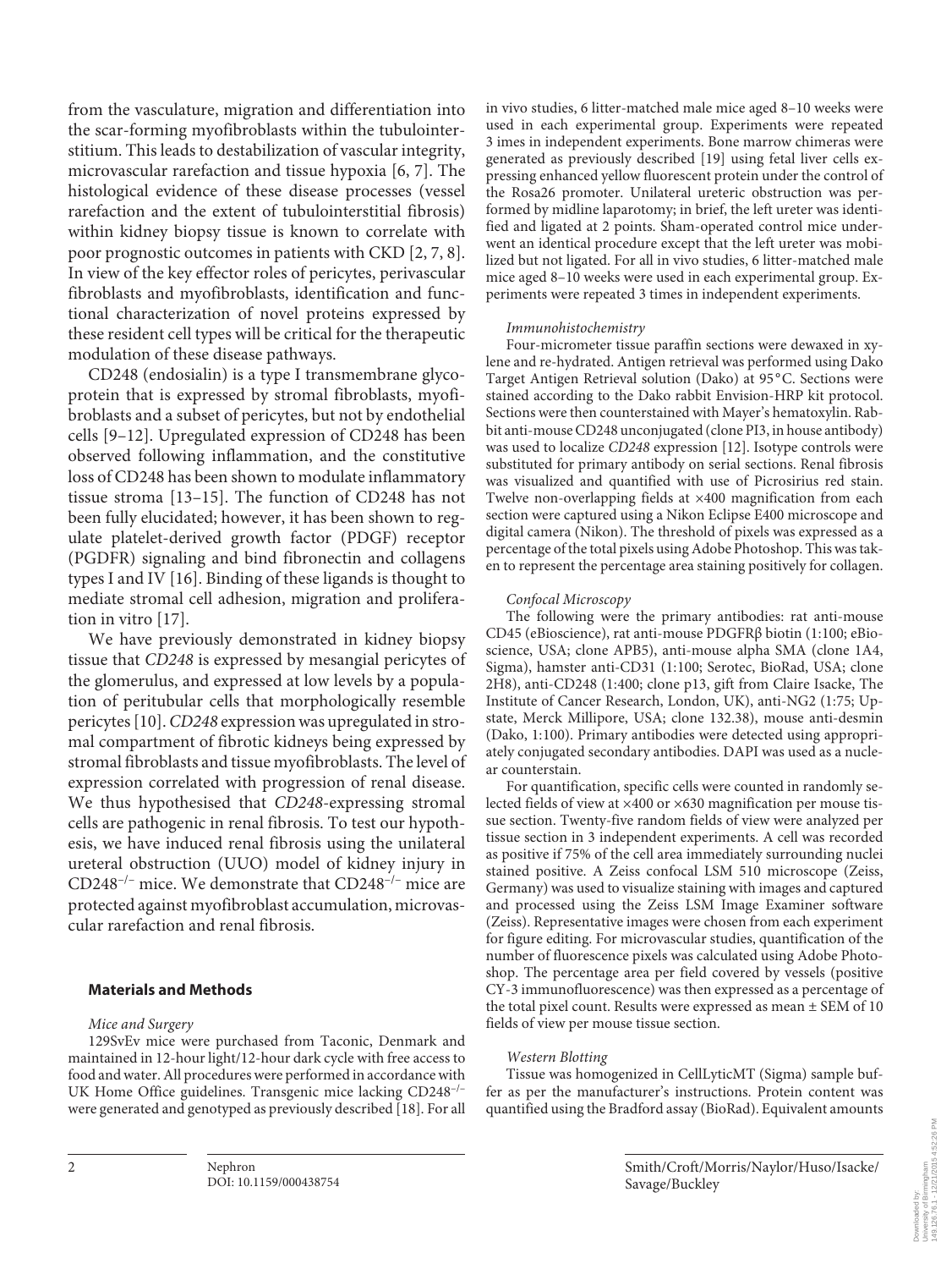from the vasculature, migration and differentiation into the scar-forming myofibroblasts within the tubulointerstitium. This leads to destabilization of vascular integrity, microvascular rarefaction and tissue hypoxia [6, 7]. The histological evidence of these disease processes (vessel rarefaction and the extent of tubulointerstitial fibrosis) within kidney biopsy tissue is known to correlate with poor prognostic outcomes in patients with CKD [2, 7, 8]. In view of the key effector roles of pericytes, perivascular fibroblasts and myofibroblasts, identification and functional characterization of novel proteins expressed by these resident cell types will be critical for the therapeutic modulation of these disease pathways.

CD248 (endosialin) is a type I transmembrane glycoprotein that is expressed by stromal fibroblasts, myofibroblasts and a subset of pericytes, but not by endothelial cells [9–12]. Upregulated expression of CD248 has been observed following inflammation, and the constitutive loss of CD248 has been shown to modulate inflammatory tissue stroma [13–15]. The function of CD248 has not been fully elucidated; however, it has been shown to regulate platelet-derived growth factor (PDGF) receptor (PGDFR) signaling and bind fibronectin and collagens types I and IV [16]. Binding of these ligands is thought to mediate stromal cell adhesion, migration and proliferation in vitro [17].

We have previously demonstrated in kidney biopsy tissue that *CD248* is expressed by mesangial pericytes of the glomerulus, and expressed at low levels by a population of peritubular cells that morphologically resemble pericytes [10]. *CD248* expression was upregulated in stromal compartment of fibrotic kidneys being expressed by stromal fibroblasts and tissue myofibroblasts. The level of expression correlated with progression of renal disease. We thus hypothesised that *CD248*-expressing stromal cells are pathogenic in renal fibrosis. To test our hypothesis, we have induced renal fibrosis using the unilateral ureteral obstruction (UUO) model of kidney injury in $CD248^{-/-}$ mice. We demonstrate that $CD248^{-/-}$ mice are protected against myofibroblast accumulation, microvascular rarefaction and renal fibrosis.

## Materials and Methods

### *Mice and Surgery*

129SvEv mice were purchased from Taconic, Denmark and maintained in 12-hour light/12-hour dark cycle with free access to food and water. All procedures were performed in accordance with UK Home Office guidelines. Transgenic mice lacking $CD248^{-/-}$ were generated and genotyped as previously described [18]. For all in vivo studies, 6 litter-matched male mice aged 8–10 weeks were used in each experimental group. Experiments were repeated 3 imes in independent experiments. Bone marrow chimeras were generated as previously described [19] using fetal liver cells expressing enhanced yellow fluorescent protein under the control of the Rosa26 promoter. Unilateral ureteric obstruction was performed by midline laparotomy; in brief, the left ureter was identified and ligated at 2 points. Sham-operated control mice underwent an identical procedure except that the left ureter was mobilized but not ligated. For all in vivo studies, 6 litter-matched male mice aged 8–10 weeks were used in each experimental group. Experiments were repeated 3 times in independent experiments.

### *Immunohistochemistry*

Four-micrometer tissue paraffin sections were dewaxed in xylene and re-hydrated. Antigen retrieval was performed using Dako Target Antigen Retrieval solution (Dako) at 95 °C. Sections were stained according to the Dako rabbit Envision-HRP kit protocol. Sections were then counterstained with Mayer's hematoxylin. Rabbit anti-mouse CD248 unconjugated (clone PI3, in house antibody) was used to localize *CD248* expression [12]. Isotype controls were substituted for primary antibody on serial sections. Renal fibrosis was visualized and quantified with use of Picrosirius red stain. Twelve non-overlapping fields at ×400 magnification from each section were captured using a Nikon Eclipse E400 microscope and digital camera (Nikon). The threshold of pixels was expressed as a percentage of the total pixels using Adobe Photoshop. This was taken to represent the percentage area staining positively for collagen.

### *Confocal Microscopy*

The following were the primary antibodies: rat anti-mouse CD45 (eBioscience), rat anti-mouse PDGFRβ biotin (1:100; eBioscience, USA; clone APB5), anti-mouse alpha SMA (clone 1A4, Sigma), hamster anti-CD31 (1:100; Serotec, BioRad, USA; clone 2H8), anti-CD248 (1:400; clone p13, gift from Claire Isacke, The Institute of Cancer Research, London, UK), anti-NG2 (1:75; Upstate, Merck Millipore, USA; clone 132.38), mouse anti-desmin (Dako, 1:100). Primary antibodies were detected using appropriately conjugated secondary antibodies. DAPI was used as a nuclear counterstain.

For quantification, specific cells were counted in randomly selected fields of view at ×400 or ×630 magnification per mouse tissue section. Twenty-five random fields of view were analyzed per tissue section in 3 independent experiments. A cell was recorded as positive if 75% of the cell area immediately surrounding nuclei stained positive. A Zeiss confocal LSM 510 microscope (Zeiss, Germany) was used to visualize staining with images and captured and processed using the Zeiss LSM Image Examiner software (Zeiss). Representative images were chosen from each experiment for figure editing. For microvascular studies, quantification of the number of fluorescence pixels was calculated using Adobe Photoshop. The percentage area per field covered by vessels (positive CY-3 immunofluorescence) was then expressed as a percentage of the total pixel count. Results were expressed as mean ± SEM of 10 fields of view per mouse tissue section.

### *Western Blotting*

Tissue was homogenized in CellLyticMT (Sigma) sample buffer as per the manufacturer's instructions. Protein content was quantified using the Bradford assay (BioRad). Equivalent amounts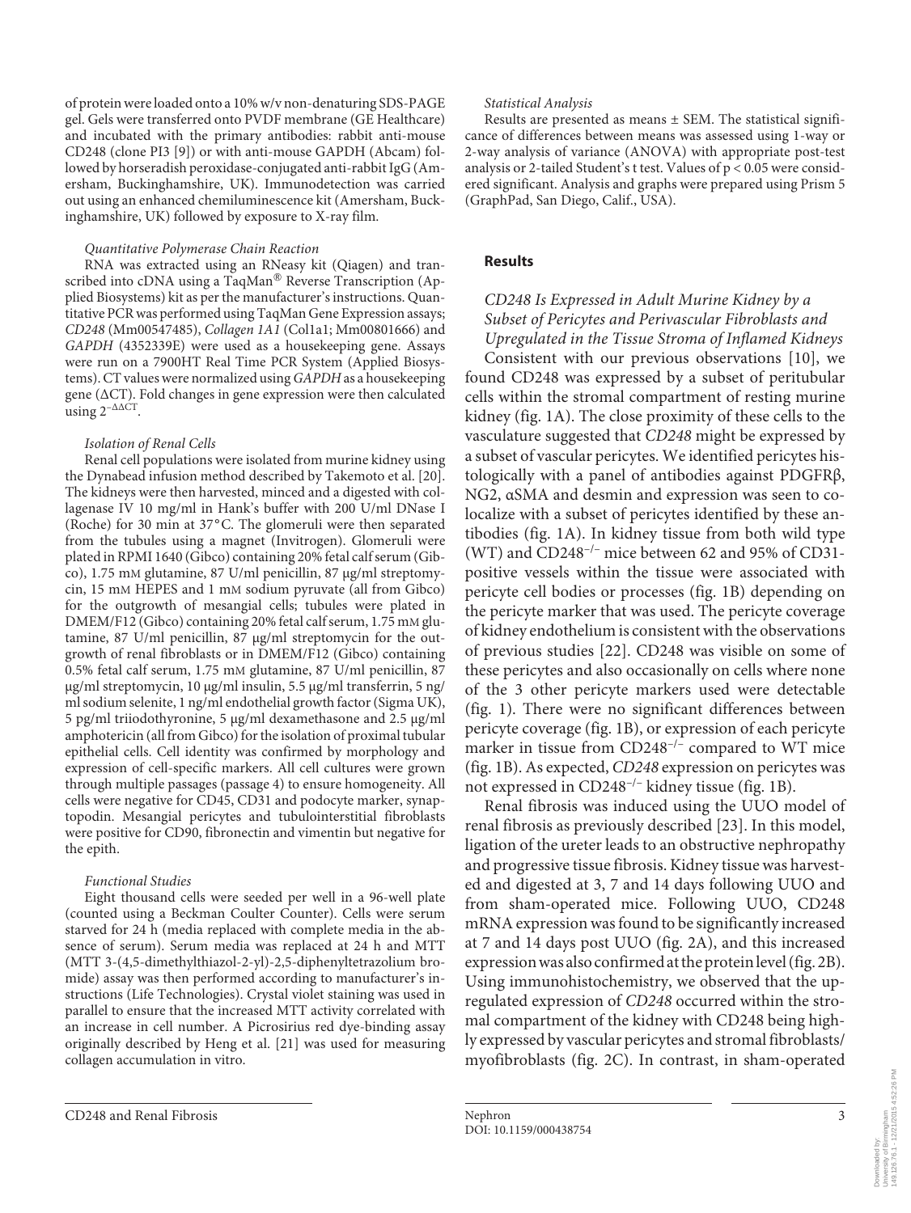of protein were loaded onto a 10% w/v non-denaturing SDS-PAGE gel. Gels were transferred onto PVDF membrane (GE Healthcare) and incubated with the primary antibodies: rabbit anti-mouse CD248 (clone PI3 [9]) or with anti-mouse GAPDH (Abcam) followed by horseradish peroxidase-conjugated anti-rabbit IgG (Amersham, Buckinghamshire, UK). Immunodetection was carried out using an enhanced chemiluminescence kit (Amersham, Buckinghamshire, UK) followed by exposure to X-ray film.

*Quantitative Polymerase Chain Reaction*

RNA was extracted using an RNeasy kit (Qiagen) and transcribed into cDNA using a TaqMan® Reverse Transcription (Applied Biosystems) kit as per the manufacturer's instructions. Quantitative PCR was performed using TaqMan Gene Expression assays; *CD248* (Mm00547485), *Collagen 1A1* (Col1a1; Mm00801666) and *GAPDH* (4352339E) were used as a housekeeping gene. Assays were run on a 7900HT Real Time PCR System (Applied Biosystems). CT values were normalized using *GAPDH* as a housekeeping gene (ΔCT). Fold changes in gene expression were then calculated using $2^{-\Delta\Delta CT}$.

*Isolation of Renal Cells*

Renal cell populations were isolated from murine kidney using the Dynabead infusion method described by Takemoto et al. [20]. The kidneys were then harvested, minced and a digested with collagenase IV 10 mg/ml in Hank's buffer with 200 U/ml DNase I (Roche) for 30 min at 37°C. The glomeruli were then separated from the tubules using a magnet (Invitrogen). Glomeruli were plated in RPMI 1640 (Gibco) containing 20% fetal calf serum (Gibco), 1.75 mM glutamine, 87 U/ml penicillin, 87 μg/ml streptomycin, 15 mM HEPES and 1 mM sodium pyruvate (all from Gibco) for the outgrowth of mesangial cells; tubules were plated in DMEM/F12 (Gibco) containing 20% fetal calf serum, 1.75 mM glutamine, 87 U/ml penicillin, 87 μg/ml streptomycin for the outgrowth of renal fibroblasts or in DMEM/F12 (Gibco) containing 0.5% fetal calf serum, 1.75 mM glutamine, 87 U/ml penicillin, 87 μg/ml streptomycin, 10 μg/ml insulin, 5.5 μg/ml transferrin, 5 ng/ml sodium selenite, 1 ng/ml endothelial growth factor (Sigma UK), 5 pg/ml triiodothyronine, 5 μg/ml dexamethasone and 2.5 μg/ml amphotericin (all from Gibco) for the isolation of proximal tubular epithelial cells. Cell identity was confirmed by morphology and expression of cell-specific markers. All cell cultures were grown through multiple passages (passage 4) to ensure homogeneity. All cells were negative for CD45, CD31 and podocyte marker, synaptopodin. Mesangial pericytes and tubulointerstitial fibroblasts were positive for CD90, fibronectin and vimentin but negative for the epith.

*Functional Studies*

Eight thousand cells were seeded per well in a 96-well plate (counted using a Beckman Coulter Counter). Cells were serum starved for 24 h (media replaced with complete media in the absence of serum). Serum media was replaced at 24 h and MTT (MTT 3-(4,5-dimethylthiazol-2-yl)-2,5-diphenyltetrazolium bromide) assay was then performed according to manufacturer's instructions (Life Technologies). Crystal violet staining was used in parallel to ensure that the increased MTT activity correlated with an increase in cell number. A Picrosirius red dye-binding assay originally described by Heng et al. [21] was used for measuring collagen accumulation in vitro.

*Statistical Analysis*

Results are presented as means ± SEM. The statistical significance of differences between means was assessed using 1-way or 2-way analysis of variance (ANOVA) with appropriate post-test analysis or 2-tailed Student's t test. Values of $p < 0.05$ were considered significant. Analysis and graphs were prepared using Prism 5 (GraphPad, San Diego, Calif., USA).

## Results

### *CD248 Is Expressed in Adult Murine Kidney by a Subset of Pericytes and Perivascular Fibroblasts and Upregulated in the Tissue Stroma of Inflamed Kidneys*

Consistent with our previous observations [10], we found CD248 was expressed by a subset of peritubular cells within the stromal compartment of resting murine kidney (fig. 1A). The close proximity of these cells to the vasculature suggested that *CD248* might be expressed by a subset of vascular pericytes. We identified pericytes histologically with a panel of antibodies against PDGFRβ, NG2, αSMA and desmin and expression was seen to co-localize with a subset of pericytes identified by these antibodies (fig. 1A). In kidney tissue from both wild type (WT) and CD248$^{-/-}$ mice between 62 and 95% of CD31-positive vessels within the tissue were associated with pericyte cell bodies or processes (fig. 1B) depending on the pericyte marker that was used. The pericyte coverage of kidney endothelium is consistent with the observations of previous studies [22]. CD248 was visible on some of these pericytes and also occasionally on cells where none of the 3 other pericyte markers used were detectable (fig. 1). There were no significant differences between pericyte coverage (fig. 1B), or expression of each pericyte marker in tissue from CD248$^{-/-}$ compared to WT mice (fig. 1B). As expected, *CD248* expression on pericytes was not expressed in CD248$^{-/-}$ kidney tissue (fig. 1B).

Renal fibrosis was induced using the UUO model of renal fibrosis as previously described [23]. In this model, ligation of the ureter leads to an obstructive nephropathy and progressive tissue fibrosis. Kidney tissue was harvested and digested at 3, 7 and 14 days following UUO and from sham-operated mice. Following UUO, CD248 mRNA expression was found to be significantly increased at 7 and 14 days post UUO (fig. 2A), and this increased expression was also confirmed at the protein level (fig. 2B). Using immunohistochemistry, we observed that the upregulated expression of *CD248* occurred within the stromal compartment of the kidney with CD248 being highly expressed by vascular pericytes and stromal fibroblasts/myofibroblasts (fig. 2C). In contrast, in sham-operated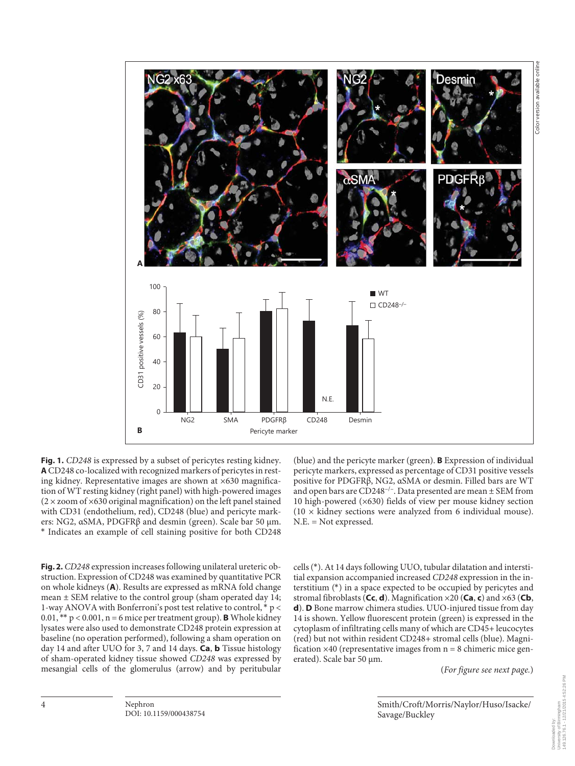**Fig. 1.** *CD248* is expressed by a subset of pericytes resting kidney. **A** CD248 co-localized with recognized markers of pericytes in resting kidney. Representative images are shown at ×630 magnification of WT resting kidney (right panel) with high-powered images (2 × zoom of ×630 original magnification) on the left panel stained with CD31 (endothelium, red), CD248 (blue) and pericyte markers: NG2, αSMA, PDGFRβ and desmin (green). Scale bar 50 μm. * Indicates an example of cell staining positive for both CD248 (blue) and the pericyte marker (green). **B** Expression of individual pericyte markers, expressed as percentage of CD31 positive vessels positive for PDGFRβ, NG2, αSMA or desmin. Filled bars are WT and open bars are $CD248^{-/-}$. Data presented are mean ± SEM from 10 high-powered (×630) fields of view per mouse kidney section (10 × kidney sections were analyzed from 6 individual mouse). N.E. = Not expressed.

**Fig. 2.** *CD248* expression increases following unilateral ureteric obstruction. Expression of CD248 was examined by quantitative PCR on whole kidneys (**A**). Results are expressed as mRNA fold change mean ± SEM relative to the control group (sham operated day 14; 1-way ANOVA with Bonferroni's post test relative to control, * $p < 0.01$, ** $p < 0.001$, n = 6 mice per treatment group). **B** Whole kidney lysates were also used to demonstrate CD248 protein expression at baseline (no operation performed), following a sham operation on day 14 and after UUO for 3, 7 and 14 days. **Ca**, **b** Tissue histology of sham-operated kidney tissue showed *CD248* was expressed by mesangial cells of the glomerulus (arrow) and by peritubular cells (*). At 14 days following UUO, tubular dilatation and interstitial expansion accompanied increased *CD248* expression in the interstitium (*) in a space expected to be occupied by pericytes and stromal fibroblasts (**Cc**, **d**). Magnification ×20 (**Ca**, **c**) and ×63 (**Cb**, **d**). **D** Bone marrow chimera studies. UUO-injured tissue from day 14 is shown. Yellow fluorescent protein (green) is expressed in the cytoplasm of infiltrating cells many of which are CD45+ leucocytes (red) but not within resident CD248+ stromal cells (blue). Magnification ×40 (representative images from n = 8 chimeric mice generated). Scale bar 50 μm.

(*For figure see next page.*)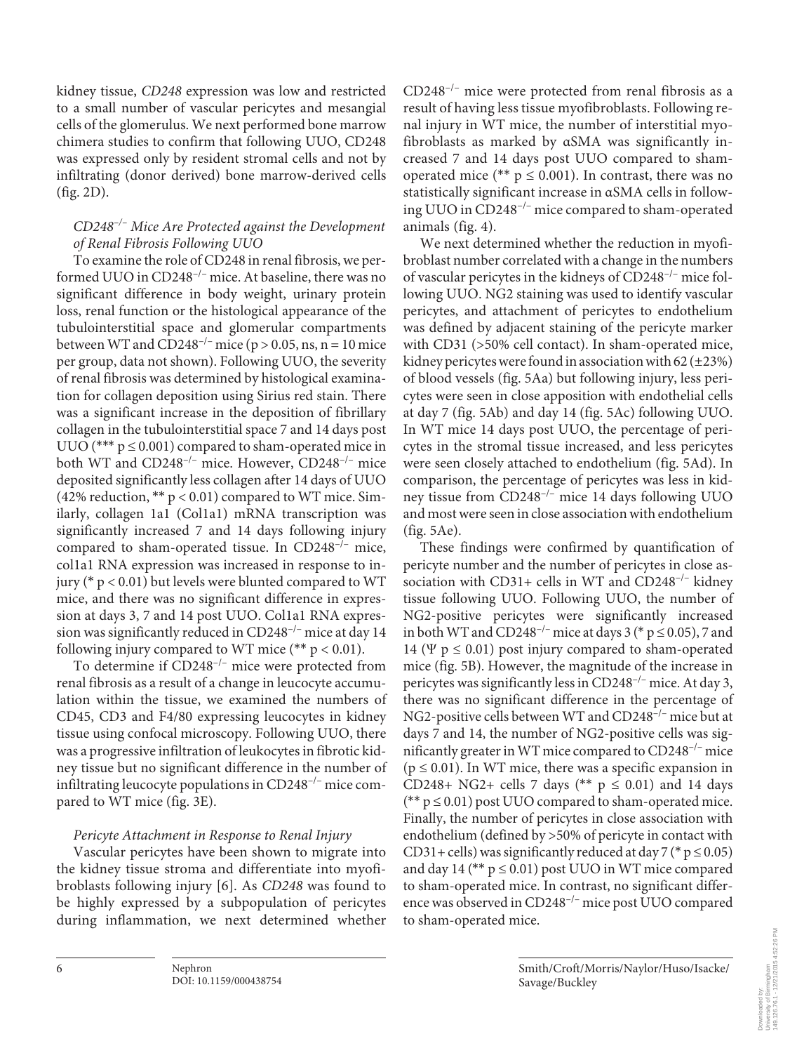kidney tissue, *CD248* expression was low and restricted to a small number of vascular pericytes and mesangial cells of the glomerulus. We next performed bone marrow chimera studies to confirm that following UUO, CD248 was expressed only by resident stromal cells and not by infiltrating (donor derived) bone marrow-derived cells (fig. 2D).

### *CD248$^{-/-}$ Mice Are Protected against the Development of Renal Fibrosis Following UUO*

To examine the role of CD248 in renal fibrosis, we performed UUO in CD248$^{-/-}$ mice. At baseline, there was no significant difference in body weight, urinary protein loss, renal function or the histological appearance of the tubulointerstitial space and glomerular compartments between WT and CD248$^{-/-}$ mice ($p > 0.05$, ns, $n = 10$ mice per group, data not shown). Following UUO, the severity of renal fibrosis was determined by histological examination for collagen deposition using Sirius red stain. There was a significant increase in the deposition of fibrillary collagen in the tubulointerstitial space 7 and 14 days post UUO (*** $p \leq 0.001$) compared to sham-operated mice in both WT and CD248$^{-/-}$ mice. However, CD248$^{-/-}$ mice deposited significantly less collagen after 14 days of UUO (42% reduction, ** $p < 0.01$) compared to WT mice. Similarly, collagen 1a1 (Col1a1) mRNA transcription was significantly increased 7 and 14 days following injury compared to sham-operated tissue. In CD248$^{-/-}$ mice, col1a1 RNA expression was increased in response to injury (* $p < 0.01$) but levels were blunted compared to WT mice, and there was no significant difference in expression at days 3, 7 and 14 post UUO. Col1a1 RNA expression was significantly reduced in CD248$^{-/-}$ mice at day 14 following injury compared to WT mice (** $p < 0.01$).

To determine if CD248$^{-/-}$ mice were protected from renal fibrosis as a result of a change in leucocyte accumulation within the tissue, we examined the numbers of CD45, CD3 and F4/80 expressing leucocytes in kidney tissue using confocal microscopy. Following UUO, there was a progressive infiltration of leukocytes in fibrotic kidney tissue but no significant difference in the number of infiltrating leucocyte populations in CD248$^{-/-}$ mice compared to WT mice (fig. 3E).

### *Pericyte Attachment in Response to Renal Injury*

Vascular pericytes have been shown to migrate into the kidney tissue stroma and differentiate into myofibroblasts following injury [6]. As *CD248* was found to be highly expressed by a subpopulation of pericytes during inflammation, we next determined whether CD248$^{-/-}$ mice were protected from renal fibrosis as a result of having less tissue myofibroblasts. Following renal injury in WT mice, the number of interstitial myofibroblasts as marked by αSMA was significantly increased 7 and 14 days post UUO compared to sham-operated mice (** $p \leq 0.001$). In contrast, there was no statistically significant increase in αSMA cells in following UUO in CD248$^{-/-}$ mice compared to sham-operated animals (fig. 4).

We next determined whether the reduction in myofibroblast number correlated with a change in the numbers of vascular pericytes in the kidneys of CD248$^{-/-}$ mice following UUO. NG2 staining was used to identify vascular pericytes, and attachment of pericytes to endothelium was defined by adjacent staining of the pericyte marker with CD31 (>50% cell contact). In sham-operated mice, kidney pericytes were found in association with 62 (±23%) of blood vessels (fig. 5Aa) but following injury, less pericytes were seen in close apposition with endothelial cells at day 7 (fig. 5Ab) and day 14 (fig. 5Ac) following UUO. In WT mice 14 days post UUO, the percentage of pericytes in the stromal tissue increased, and less pericytes were seen closely attached to endothelium (fig. 5Ad). In comparison, the percentage of pericytes was less in kidney tissue from CD248$^{-/-}$ mice 14 days following UUO and most were seen in close association with endothelium (fig. 5Ae).

These findings were confirmed by quantification of pericyte number and the number of pericytes in close association with CD31+ cells in WT and CD248$^{-/-}$ kidney tissue following UUO. Following UUO, the number of NG2-positive pericytes were significantly increased in both WT and CD248$^{-/-}$ mice at days 3 (* $p \leq 0.05$), 7 and 14 ($\Psi$ $p \leq 0.01$) post injury compared to sham-operated mice (fig. 5B). However, the magnitude of the increase in pericytes was significantly less in CD248$^{-/-}$ mice. At day 3, there was no significant difference in the percentage of NG2-positive cells between WT and CD248$^{-/-}$ mice but at days 7 and 14, the number of NG2-positive cells was significantly greater in WT mice compared to CD248$^{-/-}$ mice ($p \leq 0.01$). In WT mice, there was a specific expansion in CD248+ NG2+ cells 7 days (** $p \leq 0.01$) and 14 days (** $p \leq 0.01$) post UUO compared to sham-operated mice. Finally, the number of pericytes in close association with endothelium (defined by >50% of pericyte in contact with CD31+ cells) was significantly reduced at day 7 (* $p \leq 0.05$) and day 14 (** $p \leq 0.01$) post UUO in WT mice compared to sham-operated mice. In contrast, no significant difference was observed in CD248$^{-/-}$ mice post UUO compared to sham-operated mice.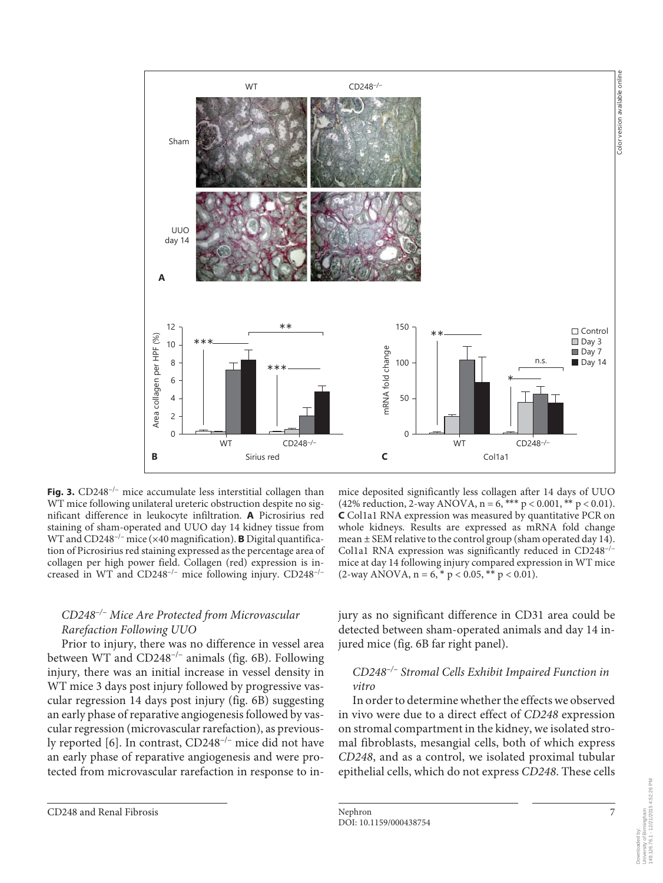**Fig. 3.** CD248$^{-/-}$ mice accumulate less interstitial collagen than WT mice following unilateral ureteric obstruction despite no significant difference in leukocyte infiltration. **A** Picrosirius red staining of sham-operated and UUO day 14 kidney tissue from WT and CD248$^{-/-}$ mice (×40 magnification). **B** Digital quantification of Picrosirius red staining expressed as the percentage area of collagen per high power field. Collagen (red) expression is increased in WT and CD248$^{-/-}$ mice following injury. CD248$^{-/-}$ mice deposited significantly less collagen after 14 days of UUO (42% reduction, 2-way ANOVA, n = 6, *** $p < 0.001$, ** $p < 0.01$). **C** Col1a1 RNA expression was measured by quantitative PCR on whole kidneys. Results are expressed as mRNA fold change mean ± SEM relative to the control group (sham operated day 14). Col1a1 RNA expression was significantly reduced in CD248$^{-/-}$ mice at day 14 following injury compared expression in WT mice (2-way ANOVA, n = 6, * $p < 0.05$, ** $p < 0.01$).

### *CD248$^{-/-}$ Mice Are Protected from Microvascular Rarefaction Following UUO*

Prior to injury, there was no difference in vessel area between WT and CD248$^{-/-}$ animals (fig. 6B). Following injury, there was an initial increase in vessel density in WT mice 3 days post injury followed by progressive vascular regression 14 days post injury (fig. 6B) suggesting an early phase of reparative angiogenesis followed by vascular regression (microvascular rarefaction), as previously reported [6]. In contrast, CD248$^{-/-}$ mice did not have an early phase of reparative angiogenesis and were protected from microvascular rarefaction in response to injury as no significant difference in CD31 area could be detected between sham-operated animals and day 14 injured mice (fig. 6B far right panel).

### *CD248$^{-/-}$ Stromal Cells Exhibit Impaired Function in vitro*

In order to determine whether the effects we observed in vivo were due to a direct effect of *CD248* expression on stromal compartment in the kidney, we isolated stromal fibroblasts, mesangial cells, both of which express *CD248*, and as a control, we isolated proximal tubular epithelial cells, which do not express *CD248*. These cells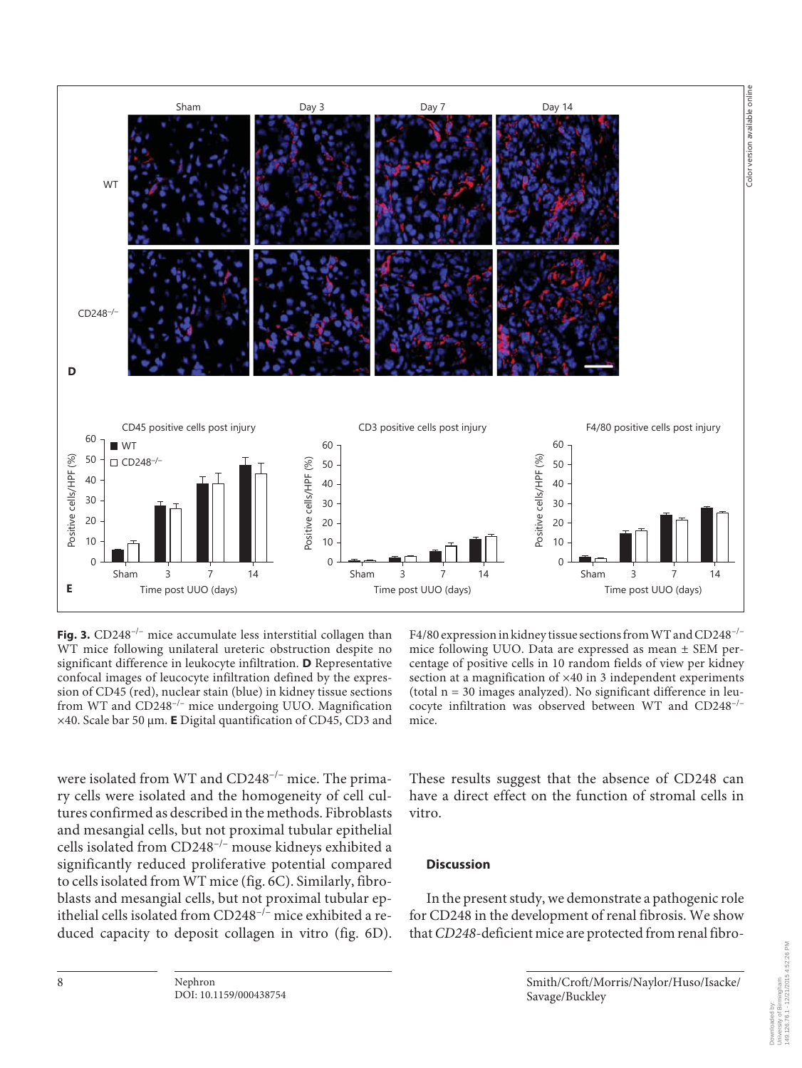**Fig. 3.** CD248$^{-/-}$ mice accumulate less interstitial collagen than WT mice following unilateral ureteric obstruction despite no significant difference in leukocyte infiltration. **D** Representative confocal images of leucocyte infiltration defined by the expression of CD45 (red), nuclear stain (blue) in kidney tissue sections from WT and CD248$^{-/-}$ mice undergoing UUO. Magnification ×40. Scale bar 50 μm. **E** Digital quantification of CD45, CD3 and F4/80 expression in kidney tissue sections from WT and CD248$^{-/-}$ mice following UUO. Data are expressed as mean ± SEM percentage of positive cells in 10 random fields of view per kidney section at a magnification of ×40 in 3 independent experiments (total n = 30 images analyzed). No significant difference in leucocyte infiltration was observed between WT and CD248$^{-/-}$ mice.

were isolated from WT and CD248$^{-/-}$ mice. The primary cells were isolated and the homogeneity of cell cultures confirmed as described in the methods. Fibroblasts and mesangial cells, but not proximal tubular epithelial cells isolated from CD248$^{-/-}$ mouse kidneys exhibited a significantly reduced proliferative potential compared to cells isolated from WT mice (fig. 6C). Similarly, fibroblasts and mesangial cells, but not proximal tubular epithelial cells isolated from CD248$^{-/-}$ mice exhibited a reduced capacity to deposit collagen in vitro (fig. 6D). These results suggest that the absence of CD248 can have a direct effect on the function of stromal cells in vitro.

## Discussion

In the present study, we demonstrate a pathogenic role for CD248 in the development of renal fibrosis. We show that *CD248*-deficient mice are protected from renal fibro-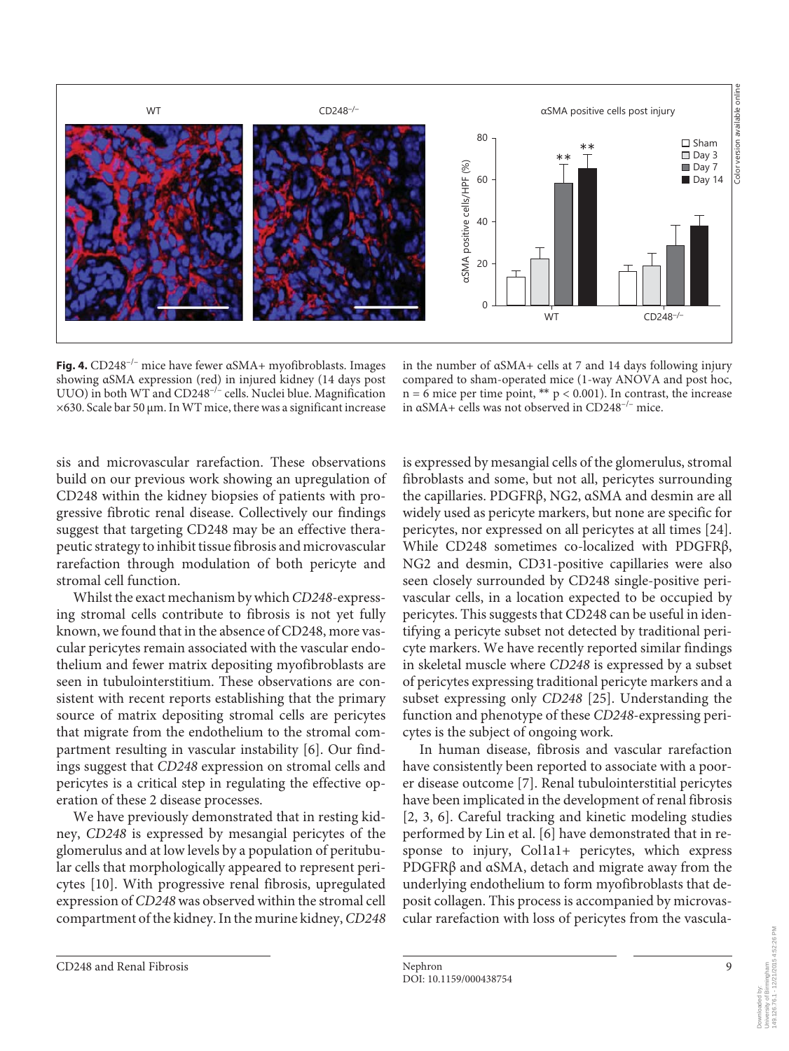**Fig. 4.** CD248$^{-/-}$ mice have fewer αSMA+ myofibroblasts. Images showing αSMA expression (red) in injured kidney (14 days post UUO) in both WT and CD248$^{-/-}$ cells. Nuclei blue. Magnification ×630. Scale bar 50 μm. In WT mice, there was a significant increase in the number of αSMA+ cells at 7 and 14 days following injury compared to sham-operated mice (1-way ANOVA and post hoc, n = 6 mice per time point, ** $p < 0.001$). In contrast, the increase in αSMA+ cells was not observed in CD248$^{-/-}$ mice.

sis and microvascular rarefaction. These observations build on our previous work showing an upregulation of CD248 within the kidney biopsies of patients with progressive fibrotic renal disease. Collectively our findings suggest that targeting CD248 may be an effective therapeutic strategy to inhibit tissue fibrosis and microvascular rarefaction through modulation of both pericyte and stromal cell function.

Whilst the exact mechanism by which *CD248*-expressing stromal cells contribute to fibrosis is not yet fully known, we found that in the absence of CD248, more vascular pericytes remain associated with the vascular endothelium and fewer matrix depositing myofibroblasts are seen in tubulointerstitium. These observations are consistent with recent reports establishing that the primary source of matrix depositing stromal cells are pericytes that migrate from the endothelium to the stromal compartment resulting in vascular instability [6]. Our findings suggest that *CD248* expression on stromal cells and pericytes is a critical step in regulating the effective operation of these 2 disease processes.

We have previously demonstrated that in resting kidney, *CD248* is expressed by mesangial pericytes of the glomerulus and at low levels by a population of peritubular cells that morphologically appeared to represent pericytes [10]. With progressive renal fibrosis, upregulated expression of *CD248* was observed within the stromal cell compartment of the kidney. In the murine kidney, *CD248* is expressed by mesangial cells of the glomerulus, stromal fibroblasts and some, but not all, pericytes surrounding the capillaries. PDGFRβ, NG2, αSMA and desmin are all widely used as pericyte markers, but none are specific for pericytes, nor expressed on all pericytes at all times [24]. While CD248 sometimes co-localized with PDGFRβ, NG2 and desmin, CD31-positive capillaries were also seen closely surrounded by CD248 single-positive perivascular cells, in a location expected to be occupied by pericytes. This suggests that CD248 can be useful in identifying a pericyte subset not detected by traditional pericyte markers. We have recently reported similar findings in skeletal muscle where *CD248* is expressed by a subset of pericytes expressing traditional pericyte markers and a subset expressing only *CD248* [25]. Understanding the function and phenotype of these *CD248*-expressing pericytes is the subject of ongoing work.

In human disease, fibrosis and vascular rarefaction have consistently been reported to associate with a poorer disease outcome [7]. Renal tubulointerstitial pericytes have been implicated in the development of renal fibrosis [2, 3, 6]. Careful tracking and kinetic modeling studies performed by Lin et al. [6] have demonstrated that in response to injury, Col1a1+ pericytes, which express PDGFRβ and αSMA, detach and migrate away from the underlying endothelium to form myofibroblasts that deposit collagen. This process is accompanied by microvascular rarefaction with loss of pericytes from the vascula-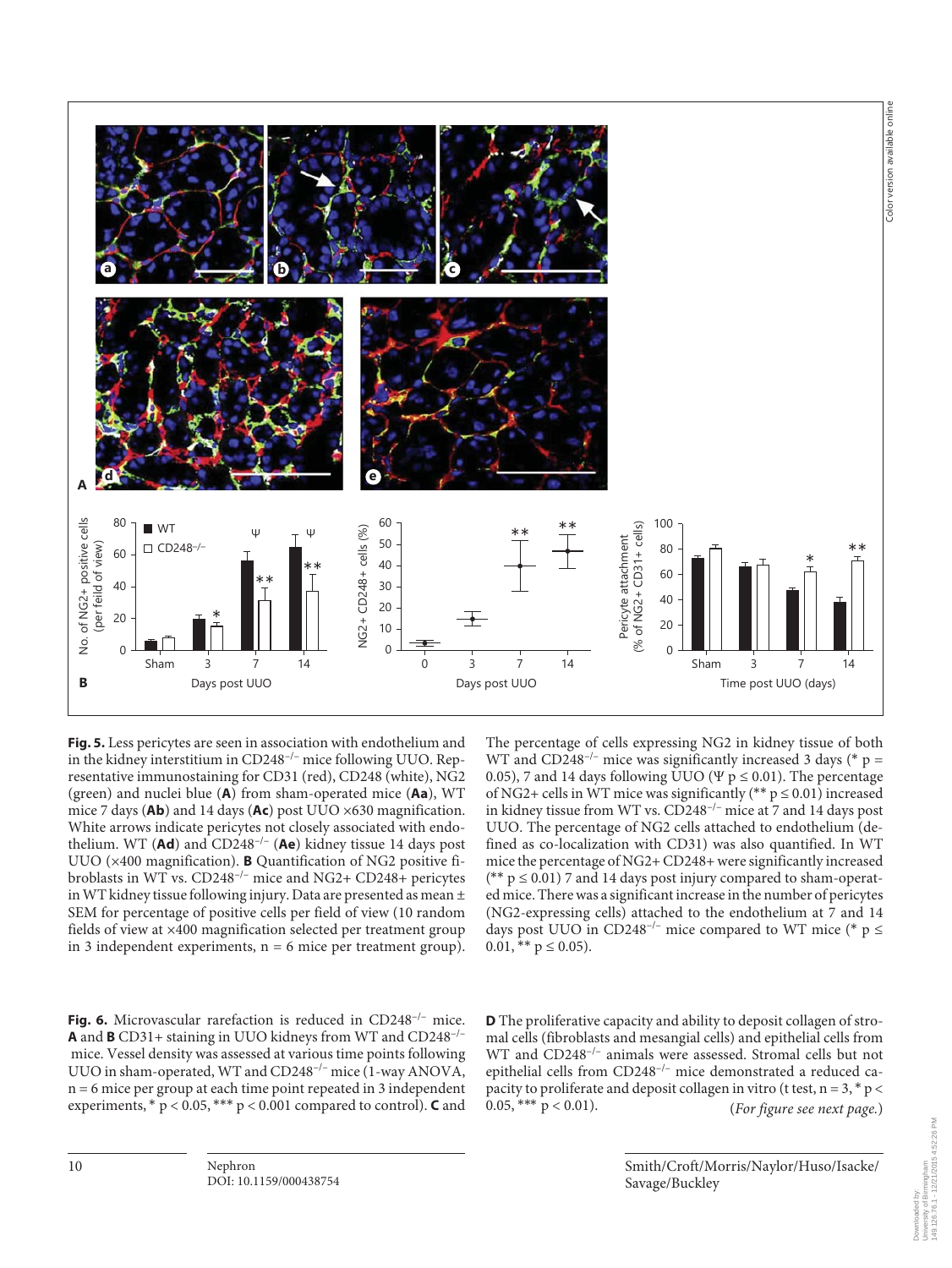**Fig. 5.** Less pericytes are seen in association with endothelium and in the kidney interstitium in CD248$^{-/-}$ mice following UUO. Representative immunostaining for CD31 (red), CD248 (white), NG2 (green) and nuclei blue (**A**) from sham-operated mice (**Aa**), WT mice 7 days (**Ab**) and 14 days (**Ac**) post UUO ×630 magnification. White arrows indicate pericytes not closely associated with endothelium. WT (**Ad**) and CD248$^{-/-}$ (**Ae**) kidney tissue 14 days post UUO (×400 magnification). **B** Quantification of NG2 positive fibroblasts in WT vs. CD248$^{-/-}$ mice and NG2+ CD248+ pericytes in WT kidney tissue following injury. Data are presented as mean ± SEM for percentage of positive cells per field of view (10 random fields of view at ×400 magnification selected per treatment group in 3 independent experiments, n = 6 mice per treatment group). The percentage of cells expressing NG2 in kidney tissue of both WT and CD248$^{-/-}$ mice was significantly increased 3 days (* p = 0.05), 7 and 14 days following UUO (Ψ p ≤ 0.01). The percentage of NG2+ cells in WT mice was significantly (** p ≤ 0.01) increased in kidney tissue from WT vs. CD248$^{-/-}$ mice at 7 and 14 days post UUO. The percentage of NG2 cells attached to endothelium (defined as co-localization with CD31) was also quantified. In WT mice the percentage of NG2+ CD248+ were significantly increased (** p ≤ 0.01) 7 and 14 days post injury compared to sham-operated mice. There was a significant increase in the number of pericytes (NG2-expressing cells) attached to the endothelium at 7 and 14 days post UUO in CD248$^{-/-}$ mice compared to WT mice (* p ≤ 0.01, ** p ≤ 0.05).

**Fig. 6.** Microvascular rarefaction is reduced in CD248$^{-/-}$ mice. **A** and **B** CD31+ staining in UUO kidneys from WT and CD248$^{-/-}$ mice. Vessel density was assessed at various time points following UUO in sham-operated, WT and CD248$^{-/-}$ mice (1-way ANOVA, n = 6 mice per group at each time point repeated in 3 independent experiments, * p < 0.05, *** p < 0.001 compared to control). **C** and **D** The proliferative capacity and ability to deposit collagen of stromal cells (fibroblasts and mesangial cells) and epithelial cells from WT and CD248$^{-/-}$ animals were assessed. Stromal cells but not epithelial cells from CD248$^{-/-}$ mice demonstrated a reduced capacity to proliferate and deposit collagen in vitro (t test, n = 3, * p < 0.05, *** p < 0.01). (*For figure see next page.*)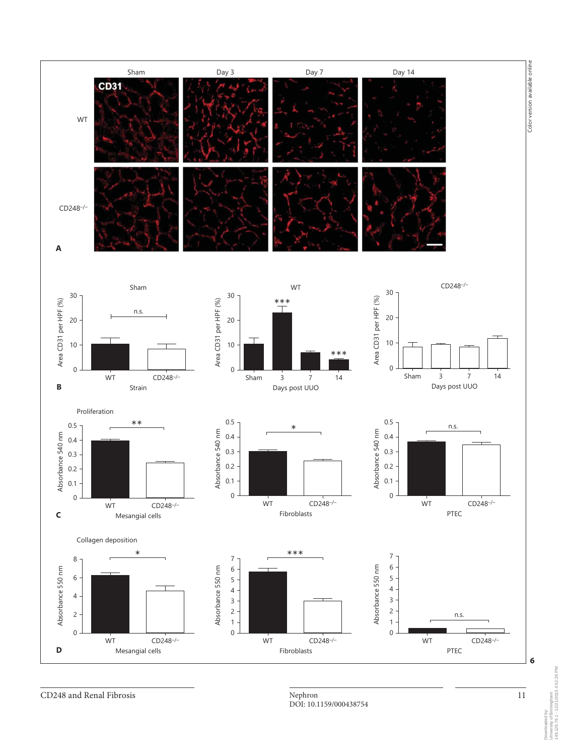6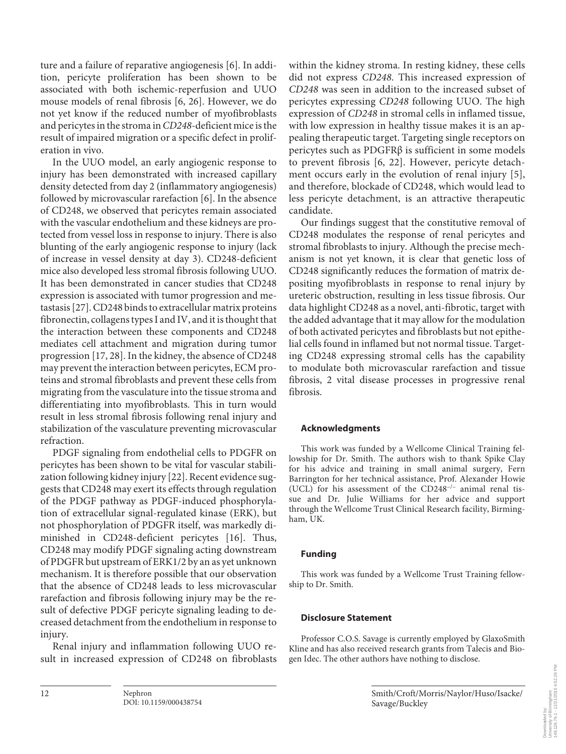ture and a failure of reparative angiogenesis [6]. In addition, pericyte proliferation has been shown to be associated with both ischemic-reperfusion and UUO mouse models of renal fibrosis [6, 26]. However, we do not yet know if the reduced number of myofibroblasts and pericytes in the stroma in *CD248*-deficient mice is the result of impaired migration or a specific defect in proliferation in vivo.

In the UUO model, an early angiogenic response to injury has been demonstrated with increased capillary density detected from day 2 (inflammatory angiogenesis) followed by microvascular rarefaction [6]. In the absence of CD248, we observed that pericytes remain associated with the vascular endothelium and these kidneys are protected from vessel loss in response to injury. There is also blunting of the early angiogenic response to injury (lack of increase in vessel density at day 3). CD248-deficient mice also developed less stromal fibrosis following UUO. It has been demonstrated in cancer studies that CD248 expression is associated with tumor progression and metastasis [27]. CD248 binds to extracellular matrix proteins fibronectin, collagens types I and IV, and it is thought that the interaction between these components and CD248 mediates cell attachment and migration during tumor progression [17, 28]. In the kidney, the absence of CD248 may prevent the interaction between pericytes, ECM proteins and stromal fibroblasts and prevent these cells from migrating from the vasculature into the tissue stroma and differentiating into myofibroblasts. This in turn would result in less stromal fibrosis following renal injury and stabilization of the vasculature preventing microvascular refraction.

PDGF signaling from endothelial cells to PDGFR on pericytes has been shown to be vital for vascular stabilization following kidney injury [22]. Recent evidence suggests that CD248 may exert its effects through regulation of the PDGF pathway as PDGF-induced phosphorylation of extracellular signal-regulated kinase (ERK), but not phosphorylation of PDGFR itself, was markedly diminished in CD248-deficient pericytes [16]. Thus, CD248 may modify PDGF signaling acting downstream of PDGFR but upstream of ERK1/2 by an as yet unknown mechanism. It is therefore possible that our observation that the absence of CD248 leads to less microvascular rarefaction and fibrosis following injury may be the result of defective PDGF pericyte signaling leading to decreased detachment from the endothelium in response to injury.

Renal injury and inflammation following UUO result in increased expression of CD248 on fibroblasts within the kidney stroma. In resting kidney, these cells did not express *CD248*. This increased expression of *CD248* was seen in addition to the increased subset of pericytes expressing *CD248* following UUO. The high expression of *CD248* in stromal cells in inflamed tissue, with low expression in healthy tissue makes it is an appealing therapeutic target. Targeting single receptors on pericytes such as PDGFRβ is sufficient in some models to prevent fibrosis [6, 22]. However, pericyte detachment occurs early in the evolution of renal injury [5], and therefore, blockade of CD248, which would lead to less pericyte detachment, is an attractive therapeutic candidate.

Our findings suggest that the constitutive removal of CD248 modulates the response of renal pericytes and stromal fibroblasts to injury. Although the precise mechanism is not yet known, it is clear that genetic loss of CD248 significantly reduces the formation of matrix depositing myofibroblasts in response to renal injury by ureteric obstruction, resulting in less tissue fibrosis. Our data highlight CD248 as a novel, anti-fibrotic, target with the added advantage that it may allow for the modulation of both activated pericytes and fibroblasts but not epithelial cells found in inflamed but not normal tissue. Targeting CD248 expressing stromal cells has the capability to modulate both microvascular rarefaction and tissue fibrosis, 2 vital disease processes in progressive renal fibrosis.

## Acknowledgments

This work was funded by a Wellcome Clinical Training fellowship for Dr. Smith. The authors wish to thank Spike Clay for his advice and training in small animal surgery, Fern Barrington for her technical assistance, Prof. Alexander Howie (UCL) for his assessment of the $CD248^{-/-}$ animal renal tissue and Dr. Julie Williams for her advice and support through the Wellcome Trust Clinical Research facility, Birmingham, UK.

## Funding

This work was funded by a Wellcome Trust Training fellowship to Dr. Smith.

## Disclosure Statement

Professor C.O.S. Savage is currently employed by GlaxoSmith Kline and has also received research grants from Talecis and Biogen Idec. The other authors have nothing to disclose.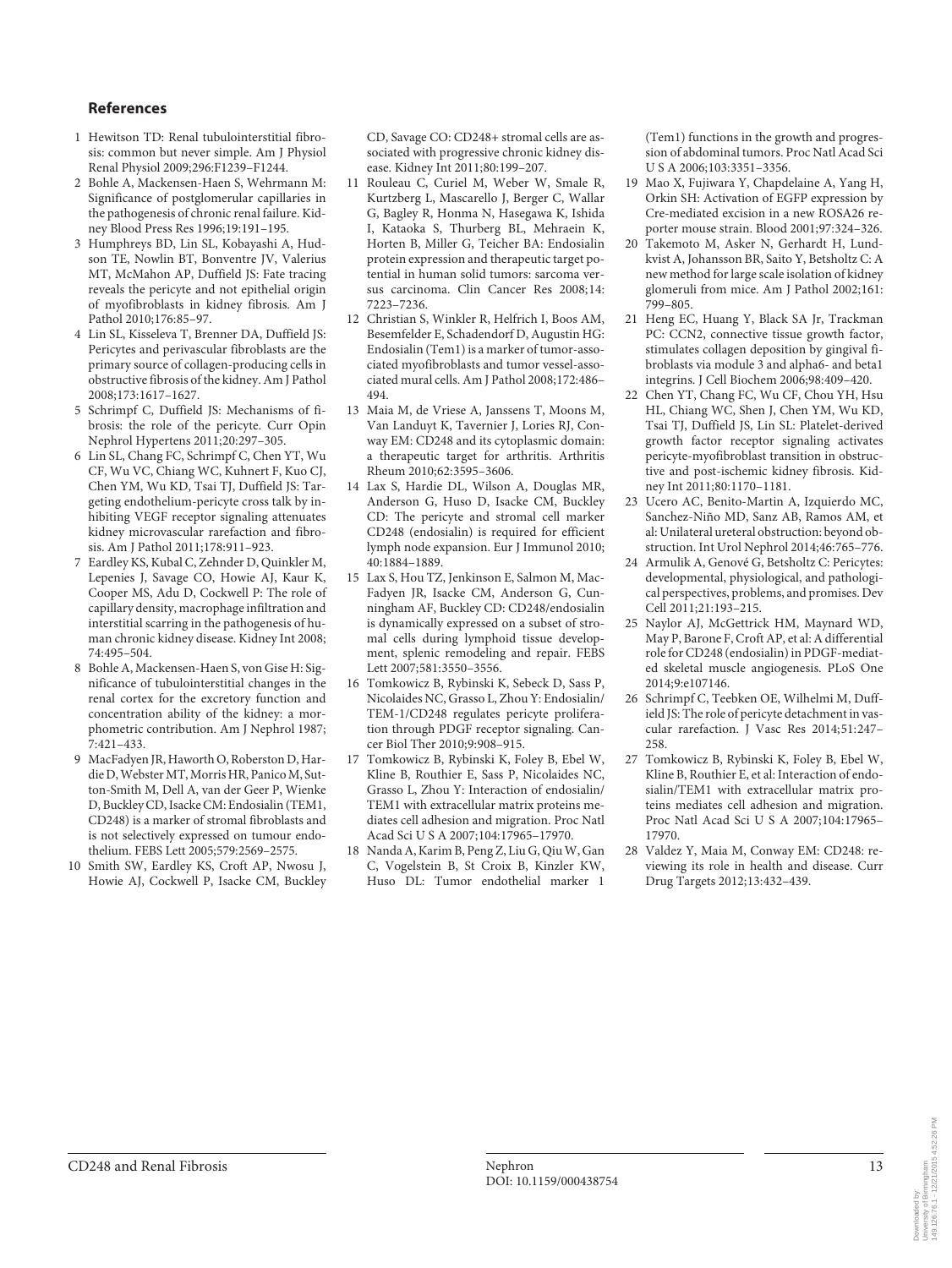## References

1 Hewitson TD: Renal tubulointerstitial fibrosis: common but never simple. Am J Physiol Renal Physiol 2009;296:F1239–F1244.

2 Bohle A, Mackensen-Haen S, Wehrmann M: Significance of postglomerular capillaries in the pathogenesis of chronic renal failure. Kidney Blood Press Res 1996;19:191–195.

3 Humphreys BD, Lin SL, Kobayashi A, Hudson TE, Nowlin BT, Bonventre JV, Valerius MT, McMahon AP, Duffield JS: Fate tracing reveals the pericyte and not epithelial origin of myofibroblasts in kidney fibrosis. Am J Pathol 2010;176:85–97.

4 Lin SL, Kisseleva T, Brenner DA, Duffield JS: Pericytes and perivascular fibroblasts are the primary source of collagen-producing cells in obstructive fibrosis of the kidney. Am J Pathol 2008;173:1617–1627.

5 Schrimpf C, Duffield JS: Mechanisms of fibrosis: the role of the pericyte. Curr Opin Nephrol Hypertens 2011;20:297–305.

6 Lin SL, Chang FC, Schrimpf C, Chen YT, Wu CF, Wu VC, Chiang WC, Kuhnert F, Kuo CJ, Chen YM, Wu KD, Tsai TJ, Duffield JS: Targeting endothelium-pericyte cross talk by inhibiting VEGF receptor signaling attenuates kidney microvascular rarefaction and fibrosis. Am J Pathol 2011;178:911–923.

7 Eardley KS, Kubal C, Zehnder D, Quinkler M, Lepenies J, Savage CO, Howie AJ, Kaur K, Cooper MS, Adu D, Cockwell P: The role of capillary density, macrophage infiltration and interstitial scarring in the pathogenesis of human chronic kidney disease. Kidney Int 2008; 74:495–504.

8 Bohle A, Mackensen-Haen S, von Gise H: Significance of tubulointerstitial changes in the renal cortex for the excretory function and concentration ability of the kidney: a morphometric contribution. Am J Nephrol 1987; 7:421–433.

9 MacFadyen JR, Haworth O, Roberston D, Hardie D, Webster MT, Morris HR, Panico M, Sutton-Smith M, Dell A, van der Geer P, Wienke D, Buckley CD, Isacke CM: Endosialin (TEM1, CD248) is a marker of stromal fibroblasts and is not selectively expressed on tumour endothelium. FEBS Lett 2005;579:2569–2575.

10 Smith SW, Eardley KS, Croft AP, Nwosu J, Howie AJ, Cockwell P, Isacke CM, Buckley CD, Savage CO: CD248+ stromal cells are associated with progressive chronic kidney disease. Kidney Int 2011;80:199–207.

11 Rouleau C, Curiel M, Weber W, Smale R, Kurtzberg L, Mascarello J, Berger C, Wallar G, Bagley R, Honma N, Hasegawa K, Ishida I, Kataoka S, Thurberg BL, Mehraein K, Horten B, Miller G, Teicher BA: Endosialin protein expression and therapeutic target potential in human solid tumors: sarcoma versus carcinoma. Clin Cancer Res 2008;14: 7223–7236.

12 Christian S, Winkler R, Helfrich I, Boos AM, Besemfelder E, Schadendorf D, Augustin HG: Endosialin (Tem1) is a marker of tumor-associated myofibroblasts and tumor vessel-associated mural cells. Am J Pathol 2008;172:486–494.

13 Maia M, de Vriese A, Janssens T, Moons M, Van Landuyt K, Tavernier J, Lories RJ, Conway EM: CD248 and its cytoplasmic domain: a therapeutic target for arthritis. Arthritis Rheum 2010;62:3595–3606.

14 Lax S, Hardie DL, Wilson A, Douglas MR, Anderson G, Huso D, Isacke CM, Buckley CD: The pericyte and stromal cell marker CD248 (endosialin) is required for efficient lymph node expansion. Eur J Immunol 2010; 40:1884–1889.

15 Lax S, Hou TZ, Jenkinson E, Salmon M, MacFadyen JR, Isacke CM, Anderson G, Cunningham AF, Buckley CD: CD248/endosialin is dynamically expressed on a subset of stromal cells during lymphoid tissue development, splenic remodeling and repair. FEBS Lett 2007;581:3550–3556.

16 Tomkowicz B, Rybinski K, Sebeck D, Sass P, Nicolaides NC, Grasso L, Zhou Y: Endosialin/TEM-1/CD248 regulates pericyte proliferation through PDGF receptor signaling. Cancer Biol Ther 2010;9:908–915.

17 Tomkowicz B, Rybinski K, Foley B, Ebel W, Kline B, Routhier E, Sass P, Nicolaides NC, Grasso L, Zhou Y: Interaction of endosialin/TEM1 with extracellular matrix proteins mediates cell adhesion and migration. Proc Natl Acad Sci U S A 2007;104:17965–17970.

18 Nanda A, Karim B, Peng Z, Liu G, Qiu W, Gan C, Vogelstein B, St Croix B, Kinzler KW, Huso DL: Tumor endothelial marker 1 (Tem1) functions in the growth and progression of abdominal tumors. Proc Natl Acad Sci U S A 2006;103:3351–3356.

19 Mao X, Fujiwara Y, Chapdelaine A, Yang H, Orkin SH: Activation of EGFP expression by Cre-mediated excision in a new ROSA26 reporter mouse strain. Blood 2001;97:324–326.

20 Takemoto M, Asker N, Gerhardt H, Lundkvist A, Johansson BR, Saito Y, Betsholtz C: A new method for large scale isolation of kidney glomeruli from mice. Am J Pathol 2002;161: 799–805.

21 Heng EC, Huang Y, Black SA Jr, Trackman PC: CCN2, connective tissue growth factor, stimulates collagen deposition by gingival fibroblasts via module 3 and alpha6- and beta1 integrins. J Cell Biochem 2006;98:409–420.

22 Chen YT, Chang FC, Wu CF, Chou YH, Hsu HL, Chiang WC, Shen J, Chen YM, Wu KD, Tsai TJ, Duffield JS, Lin SL: Platelet-derived growth factor receptor signaling activates pericyte-myofibroblast transition in obstructive and post-ischemic kidney fibrosis. Kidney Int 2011;80:1170–1181.

23 Ucero AC, Benito-Martin A, Izquierdo MC, Sanchez-Niño MD, Sanz AB, Ramos AM, et al: Unilateral ureteral obstruction: beyond obstruction. Int Urol Nephrol 2014;46:765–776.

24 Armulik A, Genové G, Betsholtz C: Pericytes: developmental, physiological, and pathological perspectives, problems, and promises. Dev Cell 2011;21:193–215.

25 Naylor AJ, McGettrick HM, Maynard WD, May P, Barone F, Croft AP, et al: A differential role for CD248 (endosialin) in PDGF-mediated skeletal muscle angiogenesis. PLoS One 2014;9:e107146.

26 Schrimpf C, Teebken OE, Wilhelmi M, Duffield JS: The role of pericyte detachment in vascular rarefaction. J Vasc Res 2014;51:247–258.

27 Tomkowicz B, Rybinski K, Foley B, Ebel W, Kline B, Routhier E, et al: Interaction of endosialin/TEM1 with extracellular matrix proteins mediates cell adhesion and migration. Proc Natl Acad Sci U S A 2007;104:17965–17970.

28 Valdez Y, Maia M, Conway EM: CD248: reviewing its role in health and disease. Curr Drug Targets 2012;13:432–439.